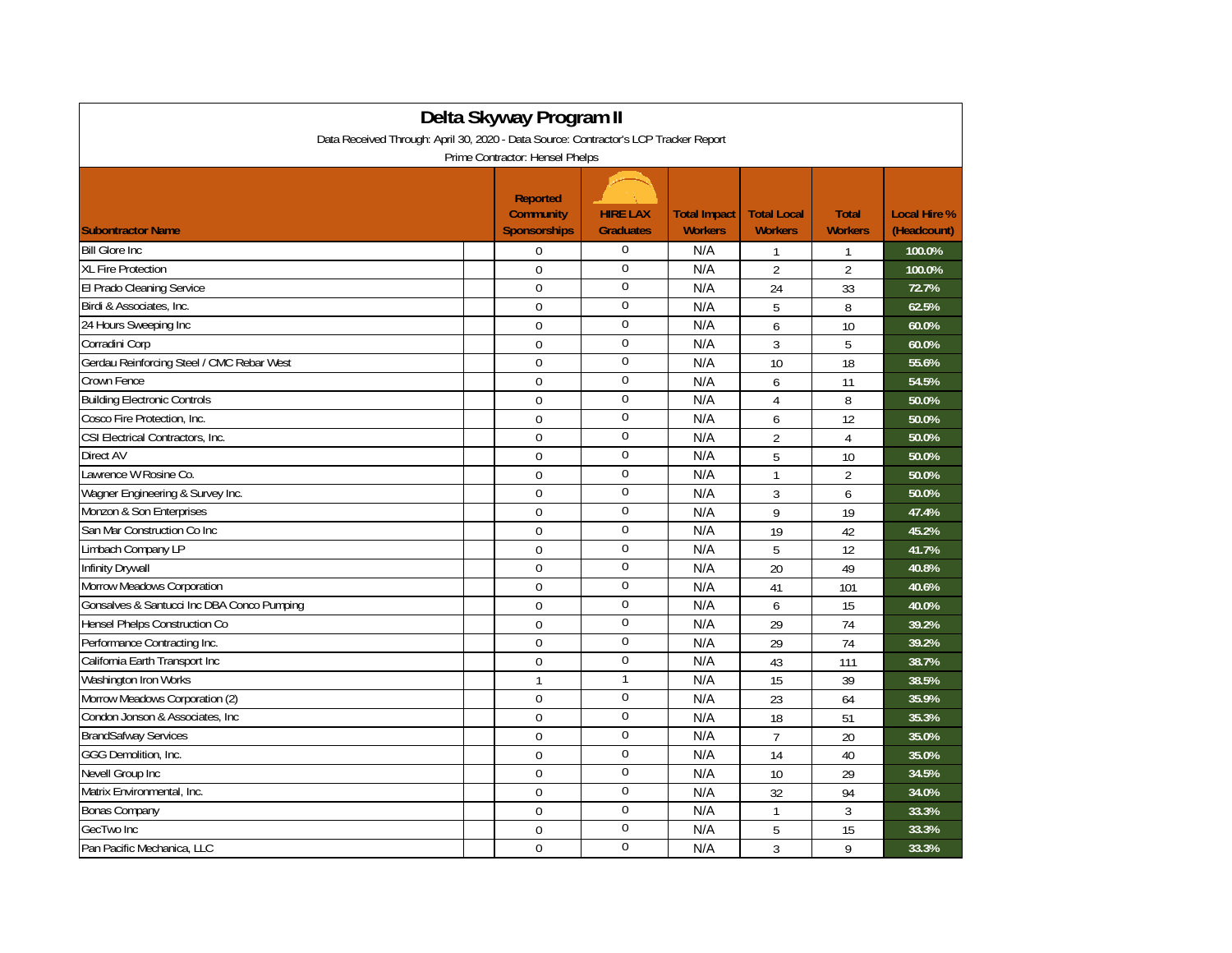# Delta Skyway Program II

Data Received Through: April 30, 2020 - Data Source: Contractor's LCP Tracker Report

Prime Contractor: Hensel Phelps

| Subontractor Name | Reported Community Sponsorships | HIRE LAX Graduates | Total Impact Workers | Total Local Workers | Total Workers | Local Hire % (Headcount) |
|---|---|---|---|---|---|---|
| Bill Glore Inc | 0 | 0 | N/A | 1 | 1 | 100.0% |
| XL Fire Protection | 0 | 0 | N/A | 2 | 2 | 100.0% |
| El Prado Cleaning Service | 0 | 0 | N/A | 24 | 33 | 72.7% |
| Birdi & Associates, Inc. | 0 | 0 | N/A | 5 | 8 | 62.5% |
| 24 Hours Sweeping Inc | 0 | 0 | N/A | 6 | 10 | 60.0% |
| Corradini Corp | 0 | 0 | N/A | 3 | 5 | 60.0% |
| Gerdau Reinforcing Steel / CMC Rebar West | 0 | 0 | N/A | 10 | 18 | 55.6% |
| Crown Fence | 0 | 0 | N/A | 6 | 11 | 54.5% |
| Building Electronic Controls | 0 | 0 | N/A | 4 | 8 | 50.0% |
| Cosco Fire Protection, Inc. | 0 | 0 | N/A | 6 | 12 | 50.0% |
| CSI Electrical Contractors, Inc. | 0 | 0 | N/A | 2 | 4 | 50.0% |
| Direct AV | 0 | 0 | N/A | 5 | 10 | 50.0% |
| Lawrence W Rosine Co. | 0 | 0 | N/A | 1 | 2 | 50.0% |
| Wagner Engineering & Survey Inc. | 0 | 0 | N/A | 3 | 6 | 50.0% |
| Monzon & Son Enterprises | 0 | 0 | N/A | 9 | 19 | 47.4% |
| San Mar Construction Co Inc | 0 | 0 | N/A | 19 | 42 | 45.2% |
| Limbach Company LP | 0 | 0 | N/A | 5 | 12 | 41.7% |
| Infinity Drywall | 0 | 0 | N/A | 20 | 49 | 40.8% |
| Morrow Meadows Corporation | 0 | 0 | N/A | 41 | 101 | 40.6% |
| Gonsalves & Santucci Inc DBA Conco Pumping | 0 | 0 | N/A | 6 | 15 | 40.0% |
| Hensel Phelps Construction Co | 0 | 0 | N/A | 29 | 74 | 39.2% |
| Performance Contracting Inc. | 0 | 0 | N/A | 29 | 74 | 39.2% |
| California Earth Transport Inc | 0 | 0 | N/A | 43 | 111 | 38.7% |
| Washington Iron Works | 1 | 1 | N/A | 15 | 39 | 38.5% |
| Morrow Meadows Corporation (2) | 0 | 0 | N/A | 23 | 64 | 35.9% |
| Condon Jonson & Associates, Inc | 0 | 0 | N/A | 18 | 51 | 35.3% |
| BrandSafway Services | 0 | 0 | N/A | 7 | 20 | 35.0% |
| GGG Demolition, Inc. | 0 | 0 | N/A | 14 | 40 | 35.0% |
| Nevell Group Inc | 0 | 0 | N/A | 10 | 29 | 34.5% |
| Matrix Environmental, Inc. | 0 | 0 | N/A | 32 | 94 | 34.0% |
| Bonas Company | 0 | 0 | N/A | 1 | 3 | 33.3% |
| GecTwo Inc | 0 | 0 | N/A | 5 | 15 | 33.3% |
| Pan Pacific Mechanica, LLC | 0 | 0 | N/A | 3 | 9 | 33.3% |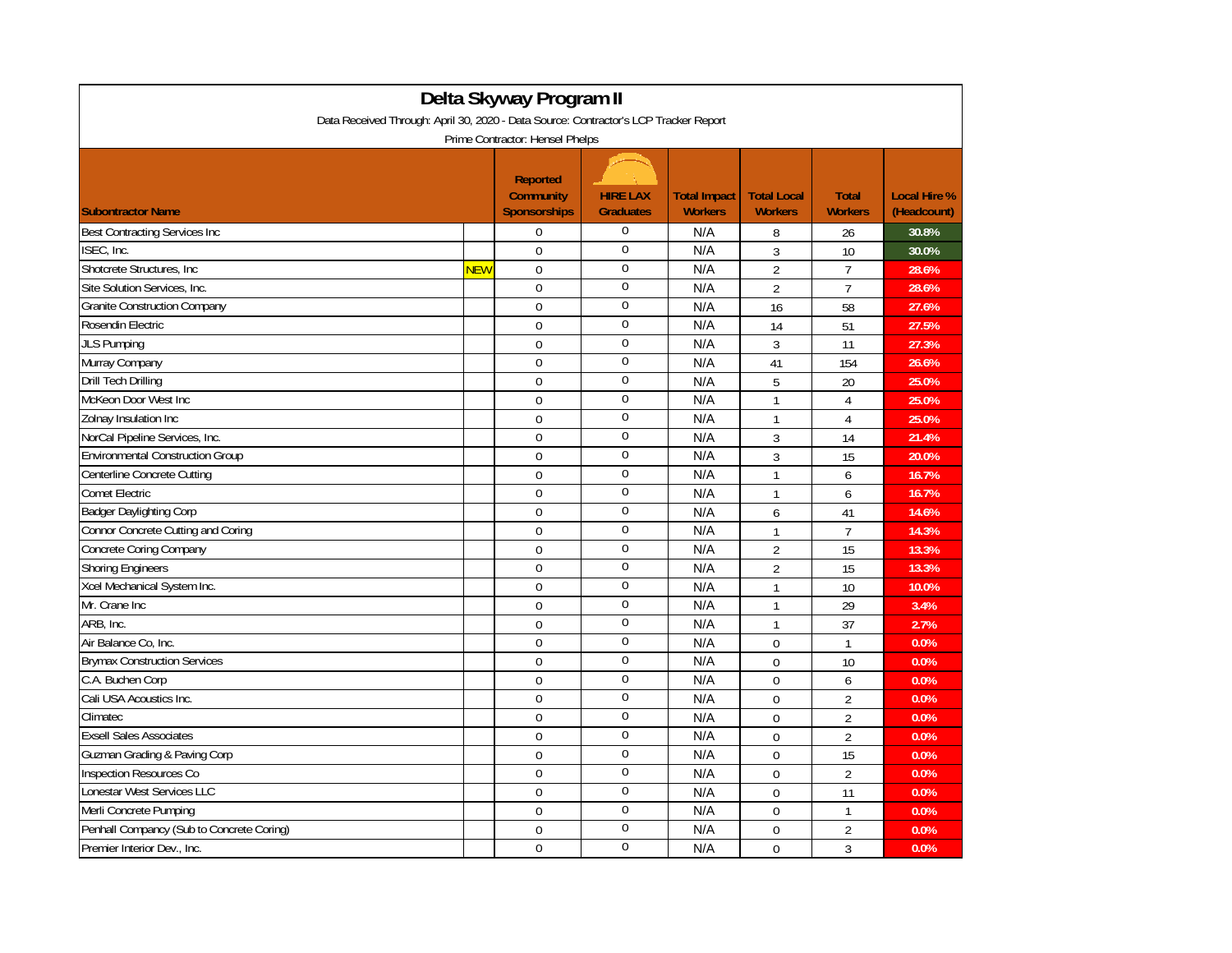# Delta Skyway Program II

Data Received Through: April 30, 2020 - Data Source: Contractor's LCP Tracker Report

Prime Contractor: Hensel Phelps

| Subontractor Name | | Reported Community Sponsorships | HIRE LAX Graduates | Total Impact Workers | Total Local Workers | Total Workers | Local Hire % (Headcount) |
|---|---|---|---|---|---|---|---|
| Best Contracting Services Inc | | 0 | 0 | N/A | 8 | 26 | 30.8% |
| ISEC, Inc. | | 0 | 0 | N/A | 3 | 10 | 30.0% |
| Shotcrete Structures, Inc | NEW | 0 | 0 | N/A | 2 | 7 | 28.6% |
| Site Solution Services, Inc. | | 0 | 0 | N/A | 2 | 7 | 28.6% |
| Granite Construction Company | | 0 | 0 | N/A | 16 | 58 | 27.6% |
| Rosendin Electric | | 0 | 0 | N/A | 14 | 51 | 27.5% |
| JLS Pumping | | 0 | 0 | N/A | 3 | 11 | 27.3% |
| Murray Company | | 0 | 0 | N/A | 41 | 154 | 26.6% |
| Drill Tech Drilling | | 0 | 0 | N/A | 5 | 20 | 25.0% |
| McKeon Door West Inc | | 0 | 0 | N/A | 1 | 4 | 25.0% |
| Zolnay Insulation Inc | | 0 | 0 | N/A | 1 | 4 | 25.0% |
| NorCal Pipeline Services, Inc. | | 0 | 0 | N/A | 3 | 14 | 21.4% |
| Environmental Construction Group | | 0 | 0 | N/A | 3 | 15 | 20.0% |
| Centerline Concrete Cutting | | 0 | 0 | N/A | 1 | 6 | 16.7% |
| Comet Electric | | 0 | 0 | N/A | 1 | 6 | 16.7% |
| Badger Daylighting Corp | | 0 | 0 | N/A | 6 | 41 | 14.6% |
| Connor Concrete Cutting and Coring | | 0 | 0 | N/A | 1 | 7 | 14.3% |
| Concrete Coring Company | | 0 | 0 | N/A | 2 | 15 | 13.3% |
| Shoring Engineers | | 0 | 0 | N/A | 2 | 15 | 13.3% |
| Xcel Mechanical System Inc. | | 0 | 0 | N/A | 1 | 10 | 10.0% |
| Mr. Crane Inc | | 0 | 0 | N/A | 1 | 29 | 3.4% |
| ARB, Inc. | | 0 | 0 | N/A | 1 | 37 | 2.7% |
| Air Balance Co, Inc. | | 0 | 0 | N/A | 0 | 1 | 0.0% |
| Brymax Construction Services | | 0 | 0 | N/A | 0 | 10 | 0.0% |
| C.A. Buchen Corp | | 0 | 0 | N/A | 0 | 6 | 0.0% |
| Cali USA Acoustics Inc. | | 0 | 0 | N/A | 0 | 2 | 0.0% |
| Climatec | | 0 | 0 | N/A | 0 | 2 | 0.0% |
| Exsell Sales Associates | | 0 | 0 | N/A | 0 | 2 | 0.0% |
| Guzman Grading & Paving Corp | | 0 | 0 | N/A | 0 | 15 | 0.0% |
| Inspection Resources Co | | 0 | 0 | N/A | 0 | 2 | 0.0% |
| Lonestar West Services LLC | | 0 | 0 | N/A | 0 | 11 | 0.0% |
| Merli Concrete Pumping | | 0 | 0 | N/A | 0 | 1 | 0.0% |
| Penhall Company (Sub to Concrete Coring) | | 0 | 0 | N/A | 0 | 2 | 0.0% |
| Premier Interior Dev., Inc. | | 0 | 0 | N/A | 0 | 3 | 0.0% |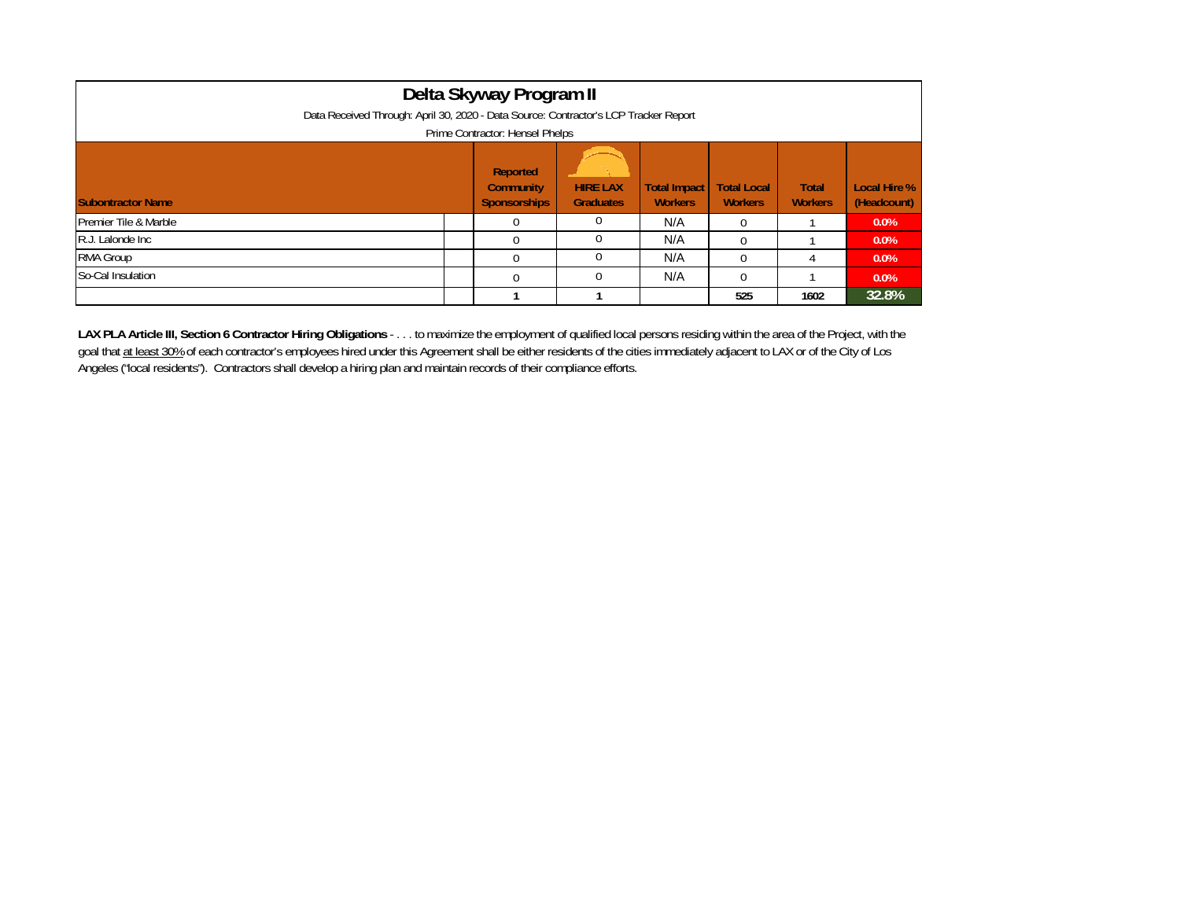# Delta Skyway Program II

Data Received Through: April 30, 2020 - Data Source: Contractor's LCP Tracker Report

Prime Contractor: Hensel Phelps

| Subontractor Name | | Reported Community Sponsorships | HIRE LAX Graduates | Total Impact Workers | Total Local Workers | Total Workers | Local Hire % (Headcount) |
|---|---|---|---|---|---|---|---|
| Premier Tile & Marble | | 0 | 0 | N/A | 0 | 1 | 0.0% |
| R.J. Lalonde Inc | | 0 | 0 | N/A | 0 | 1 | 0.0% |
| RMA Group | | 0 | 0 | N/A | 0 | 4 | 0.0% |
| So-Cal Insulation | | 0 | 0 | N/A | 0 | 1 | 0.0% |
| | | 1 | 1 | | 525 | 1602 | 32.8% |

**LAX PLA Article III, Section 6 Contractor Hiring Obligations** - . . . to maximize the employment of qualified local persons residing within the area of the Project, with the goal that at least 30% of each contractor's employees hired under this Agreement shall be either residents of the cities immediately adjacent to LAX or of the City of Los Angeles ("local residents"). Contractors shall develop a hiring plan and maintain records of their compliance efforts.